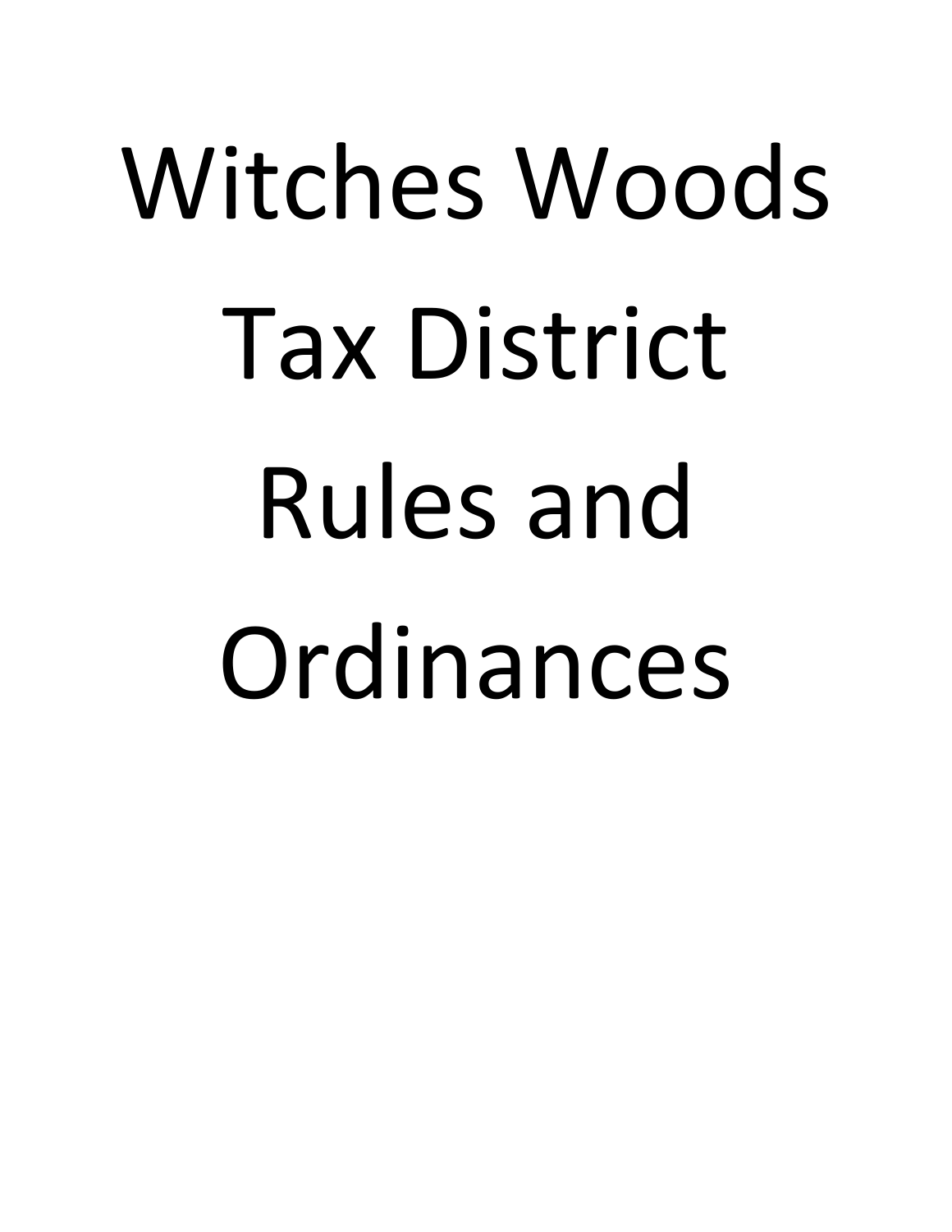# Witches Woods Tax District Rules and Ordinances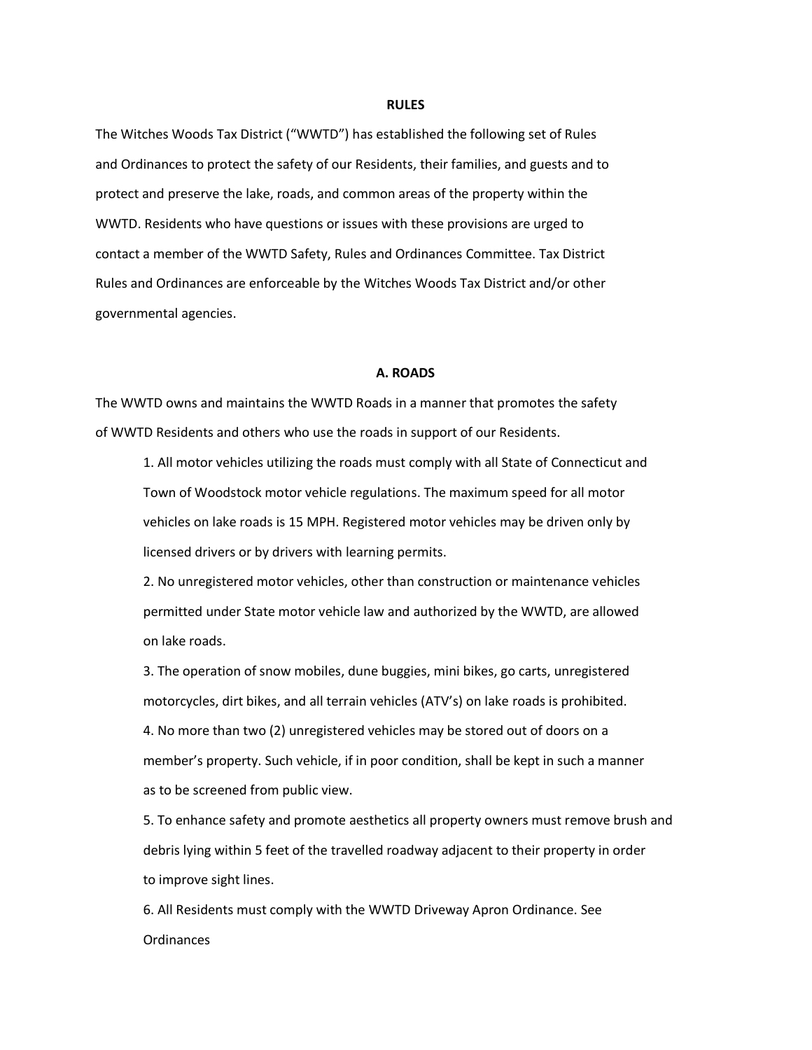## RULES

The Witches Woods Tax District ("WWTD") has established the following set of Rules and Ordinances to protect the safety of our Residents, their families, and guests and to protect and preserve the lake, roads, and common areas of the property within the WWTD. Residents who have questions or issues with these provisions are urged to contact a member of the WWTD Safety, Rules and Ordinances Committee. Tax District Rules and Ordinances are enforceable by the Witches Woods Tax District and/or other governmental agencies.

### A. ROADS

The WWTD owns and maintains the WWTD Roads in a manner that promotes the safety of WWTD Residents and others who use the roads in support of our Residents.

1. All motor vehicles utilizing the roads must comply with all State of Connecticut and Town of Woodstock motor vehicle regulations. The maximum speed for all motor vehicles on lake roads is 15 MPH. Registered motor vehicles may be driven only by licensed drivers or by drivers with learning permits.
2. No unregistered motor vehicles, other than construction or maintenance vehicles permitted under State motor vehicle law and authorized by the WWTD, are allowed on lake roads.
3. The operation of snow mobiles, dune buggies, mini bikes, go carts, unregistered motorcycles, dirt bikes, and all terrain vehicles (ATV's) on lake roads is prohibited.
4. No more than two (2) unregistered vehicles may be stored out of doors on a member's property. Such vehicle, if in poor condition, shall be kept in such a manner as to be screened from public view.
5. To enhance safety and promote aesthetics all property owners must remove brush and debris lying within 5 feet of the travelled roadway adjacent to their property in order to improve sight lines.
6. All Residents must comply with the WWTD Driveway Apron Ordinance. See Ordinances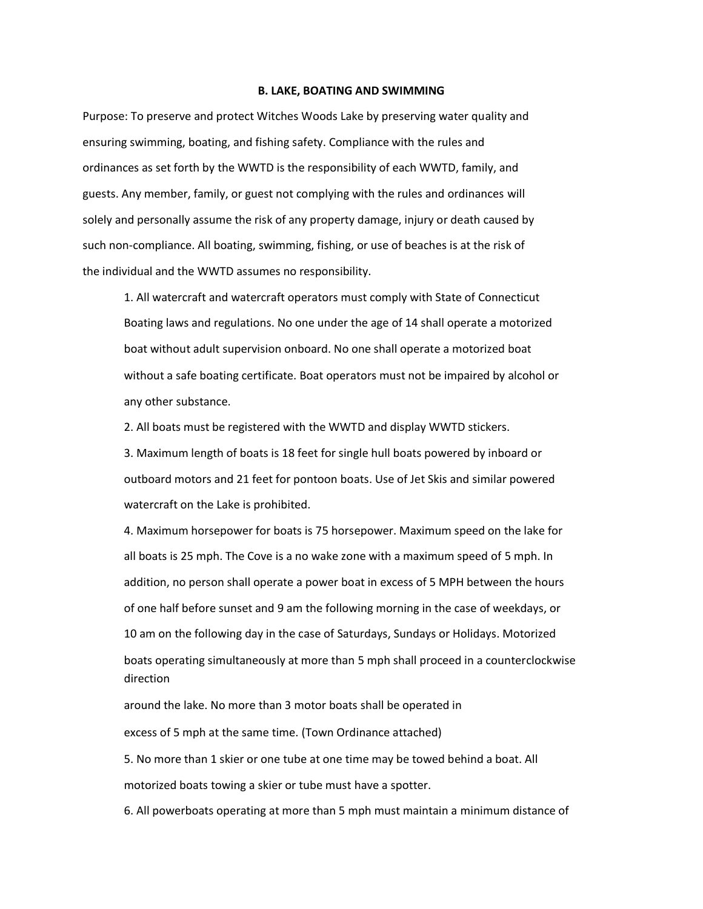## B. LAKE, BOATING AND SWIMMING

Purpose: To preserve and protect Witches Woods Lake by preserving water quality and ensuring swimming, boating, and fishing safety. Compliance with the rules and ordinances as set forth by the WWTD is the responsibility of each WWTD, family, and guests. Any member, family, or guest not complying with the rules and ordinances will solely and personally assume the risk of any property damage, injury or death caused by such non-compliance. All boating, swimming, fishing, or use of beaches is at the risk of the individual and the WWTD assumes no responsibility.

1. All watercraft and watercraft operators must comply with State of Connecticut Boating laws and regulations. No one under the age of 14 shall operate a motorized boat without adult supervision onboard. No one shall operate a motorized boat without a safe boating certificate. Boat operators must not be impaired by alcohol or any other substance.
2. All boats must be registered with the WWTD and display WWTD stickers.
3. Maximum length of boats is 18 feet for single hull boats powered by inboard or outboard motors and 21 feet for pontoon boats. Use of Jet Skis and similar powered watercraft on the Lake is prohibited.
4. Maximum horsepower for boats is 75 horsepower. Maximum speed on the lake for all boats is 25 mph. The Cove is a no wake zone with a maximum speed of 5 mph. In addition, no person shall operate a power boat in excess of 5 MPH between the hours of one half before sunset and 9 am the following morning in the case of weekdays, or 10 am on the following day in the case of Saturdays, Sundays or Holidays. Motorized boats operating simultaneously at more than 5 mph shall proceed in a counterclockwise direction around the lake. No more than 3 motor boats shall be operated in excess of 5 mph at the same time. (Town Ordinance attached)
5. No more than 1 skier or one tube at one time may be towed behind a boat. All motorized boats towing a skier or tube must have a spotter.
6. All powerboats operating at more than 5 mph must maintain a minimum distance of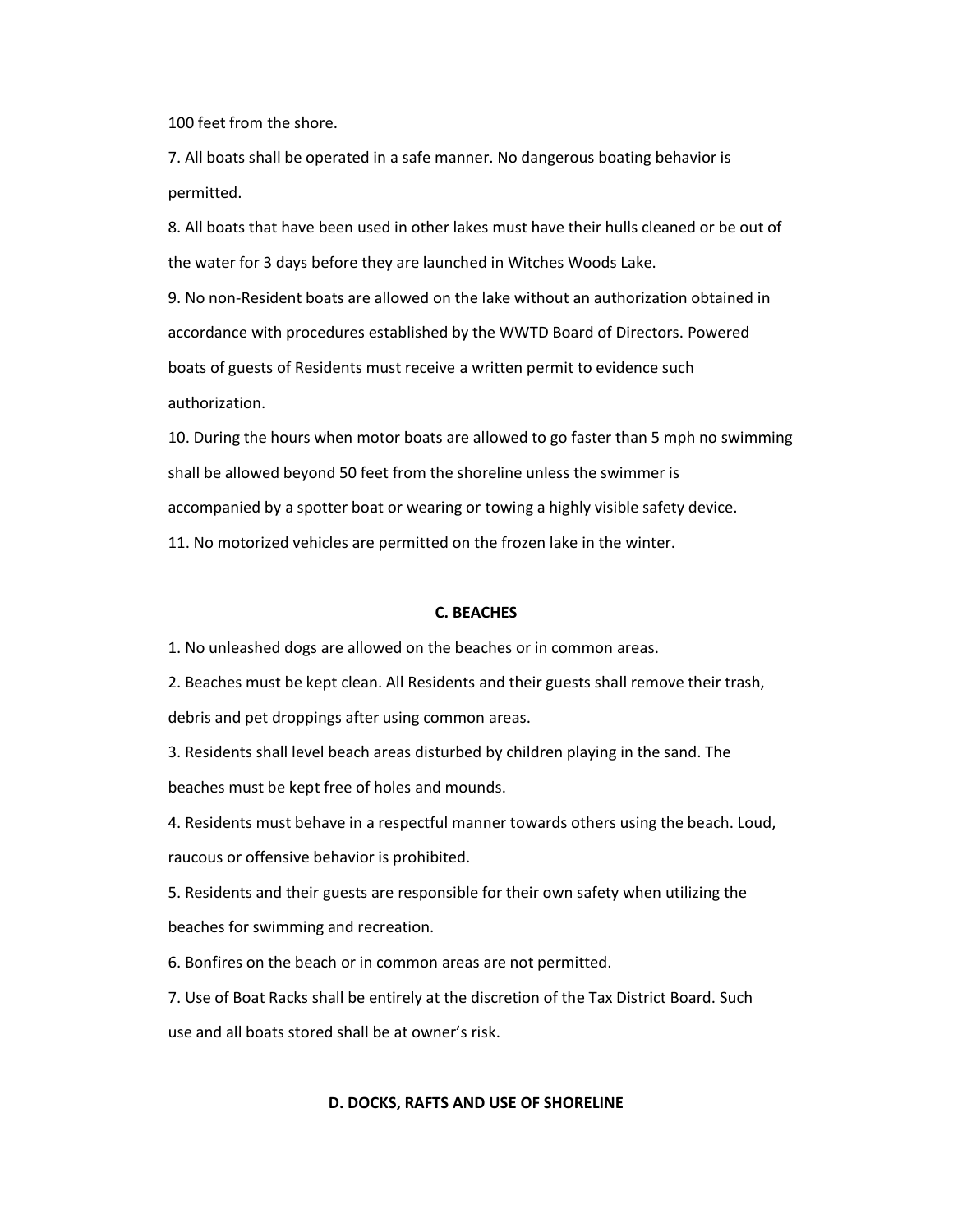100 feet from the shore.

7. All boats shall be operated in a safe manner. No dangerous boating behavior is permitted.

8. All boats that have been used in other lakes must have their hulls cleaned or be out of the water for 3 days before they are launched in Witches Woods Lake.

9. No non-Resident boats are allowed on the lake without an authorization obtained in accordance with procedures established by the WWTD Board of Directors. Powered boats of guests of Residents must receive a written permit to evidence such authorization.

10. During the hours when motor boats are allowed to go faster than 5 mph no swimming shall be allowed beyond 50 feet from the shoreline unless the swimmer is accompanied by a spotter boat or wearing or towing a highly visible safety device.

11. No motorized vehicles are permitted on the frozen lake in the winter.

## C. BEACHES

1. No unleashed dogs are allowed on the beaches or in common areas.

2. Beaches must be kept clean. All Residents and their guests shall remove their trash, debris and pet droppings after using common areas.

3. Residents shall level beach areas disturbed by children playing in the sand. The beaches must be kept free of holes and mounds.

4. Residents must behave in a respectful manner towards others using the beach. Loud, raucous or offensive behavior is prohibited.

5. Residents and their guests are responsible for their own safety when utilizing the beaches for swimming and recreation.

6. Bonfires on the beach or in common areas are not permitted.

7. Use of Boat Racks shall be entirely at the discretion of the Tax District Board. Such use and all boats stored shall be at owner's risk.

## D. DOCKS, RAFTS AND USE OF SHORELINE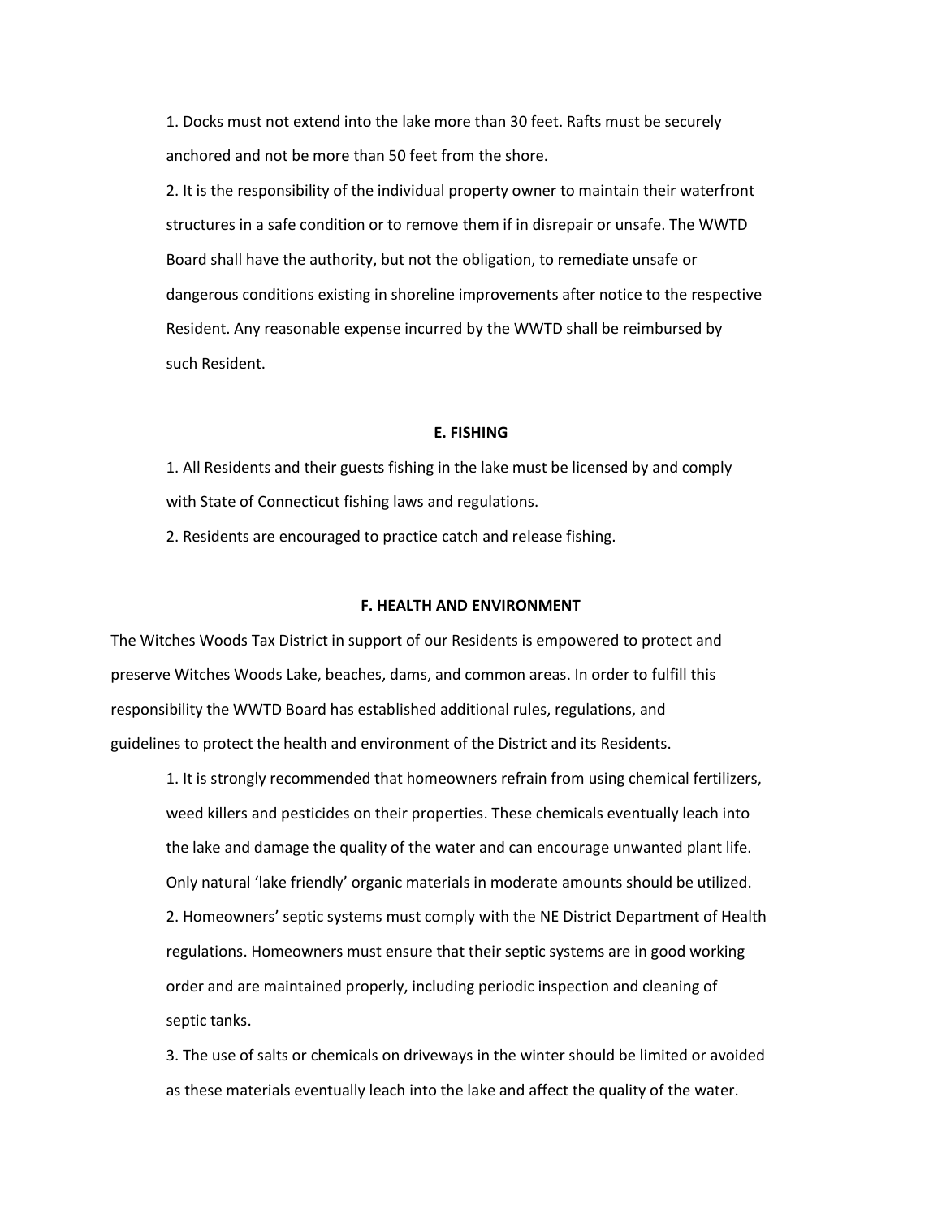1. Docks must not extend into the lake more than 30 feet. Rafts must be securely anchored and not be more than 50 feet from the shore.
2. It is the responsibility of the individual property owner to maintain their waterfront structures in a safe condition or to remove them if in disrepair or unsafe. The WWTD Board shall have the authority, but not the obligation, to remediate unsafe or dangerous conditions existing in shoreline improvements after notice to the respective Resident. Any reasonable expense incurred by the WWTD shall be reimbursed by such Resident.

## E. FISHING

1. All Residents and their guests fishing in the lake must be licensed by and comply with State of Connecticut fishing laws and regulations.
2. Residents are encouraged to practice catch and release fishing.

## F. HEALTH AND ENVIRONMENT

The Witches Woods Tax District in support of our Residents is empowered to protect and preserve Witches Woods Lake, beaches, dams, and common areas. In order to fulfill this responsibility the WWTD Board has established additional rules, regulations, and guidelines to protect the health and environment of the District and its Residents.

1. It is strongly recommended that homeowners refrain from using chemical fertilizers, weed killers and pesticides on their properties. These chemicals eventually leach into the lake and damage the quality of the water and can encourage unwanted plant life. Only natural 'lake friendly' organic materials in moderate amounts should be utilized.
2. Homeowners' septic systems must comply with the NE District Department of Health regulations. Homeowners must ensure that their septic systems are in good working order and are maintained properly, including periodic inspection and cleaning of septic tanks.
3. The use of salts or chemicals on driveways in the winter should be limited or avoided as these materials eventually leach into the lake and affect the quality of the water.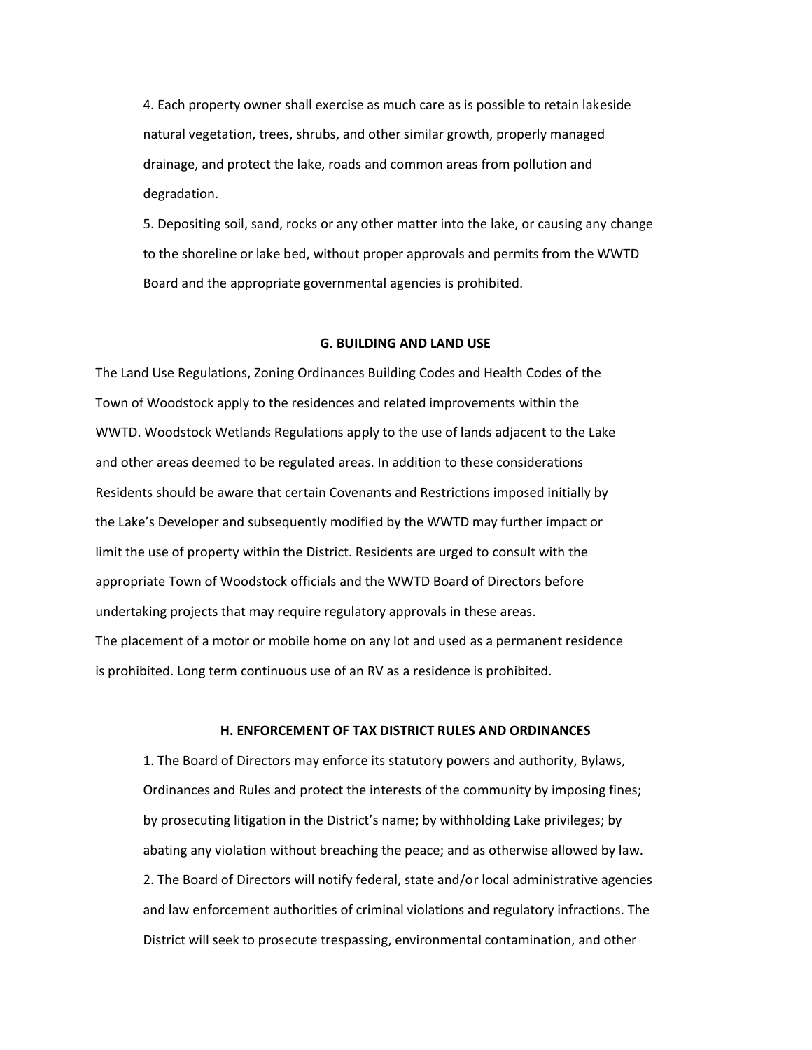4. Each property owner shall exercise as much care as is possible to retain lakeside natural vegetation, trees, shrubs, and other similar growth, properly managed drainage, and protect the lake, roads and common areas from pollution and degradation.

5. Depositing soil, sand, rocks or any other matter into the lake, or causing any change to the shoreline or lake bed, without proper approvals and permits from the WWTD Board and the appropriate governmental agencies is prohibited.

## G. BUILDING AND LAND USE

The Land Use Regulations, Zoning Ordinances Building Codes and Health Codes of the Town of Woodstock apply to the residences and related improvements within the WWTD. Woodstock Wetlands Regulations apply to the use of lands adjacent to the Lake and other areas deemed to be regulated areas. In addition to these considerations Residents should be aware that certain Covenants and Restrictions imposed initially by the Lake's Developer and subsequently modified by the WWTD may further impact or limit the use of property within the District. Residents are urged to consult with the appropriate Town of Woodstock officials and the WWTD Board of Directors before undertaking projects that may require regulatory approvals in these areas.
The placement of a motor or mobile home on any lot and used as a permanent residence is prohibited. Long term continuous use of an RV as a residence is prohibited.

## H. ENFORCEMENT OF TAX DISTRICT RULES AND ORDINANCES

1. The Board of Directors may enforce its statutory powers and authority, Bylaws, Ordinances and Rules and protect the interests of the community by imposing fines; by prosecuting litigation in the District's name; by withholding Lake privileges; by abating any violation without breaching the peace; and as otherwise allowed by law.

2. The Board of Directors will notify federal, state and/or local administrative agencies and law enforcement authorities of criminal violations and regulatory infractions. The District will seek to prosecute trespassing, environmental contamination, and other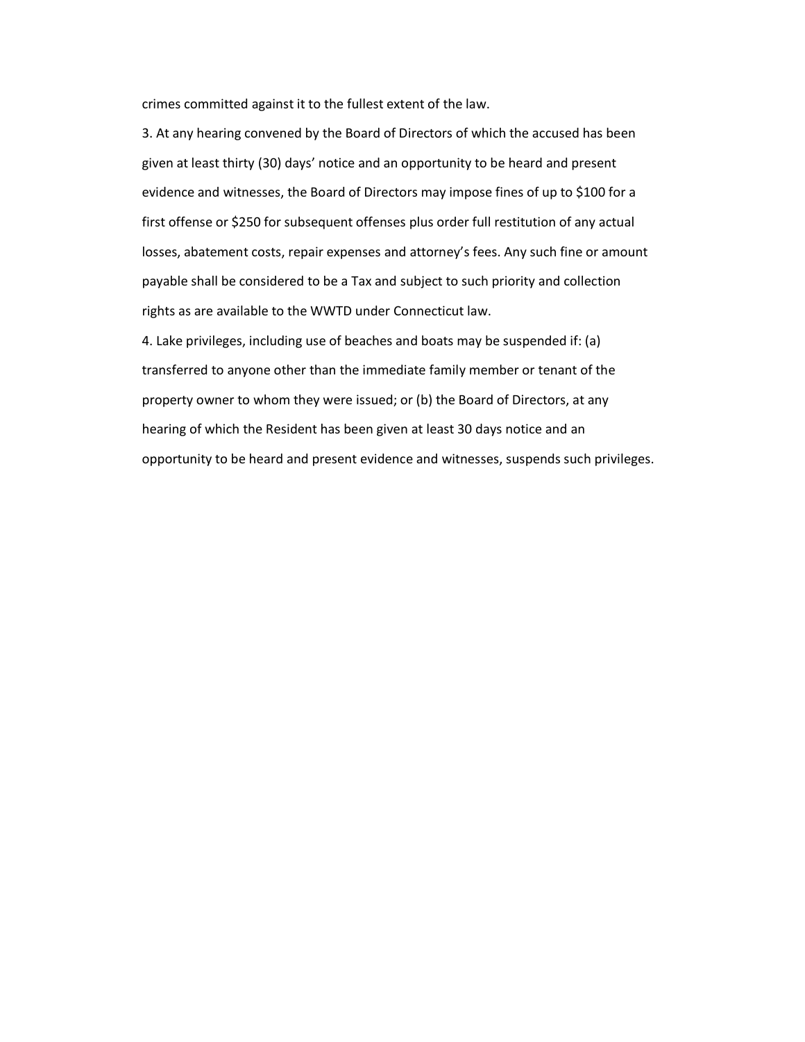crimes committed against it to the fullest extent of the law.

3. At any hearing convened by the Board of Directors of which the accused has been given at least thirty (30) days' notice and an opportunity to be heard and present evidence and witnesses, the Board of Directors may impose fines of up to $100 for a first offense or $250 for subsequent offenses plus order full restitution of any actual losses, abatement costs, repair expenses and attorney's fees. Any such fine or amount payable shall be considered to be a Tax and subject to such priority and collection rights as are available to the WWTD under Connecticut law.

4. Lake privileges, including use of beaches and boats may be suspended if: (a) transferred to anyone other than the immediate family member or tenant of the property owner to whom they were issued; or (b) the Board of Directors, at any hearing of which the Resident has been given at least 30 days notice and an opportunity to be heard and present evidence and witnesses, suspends such privileges.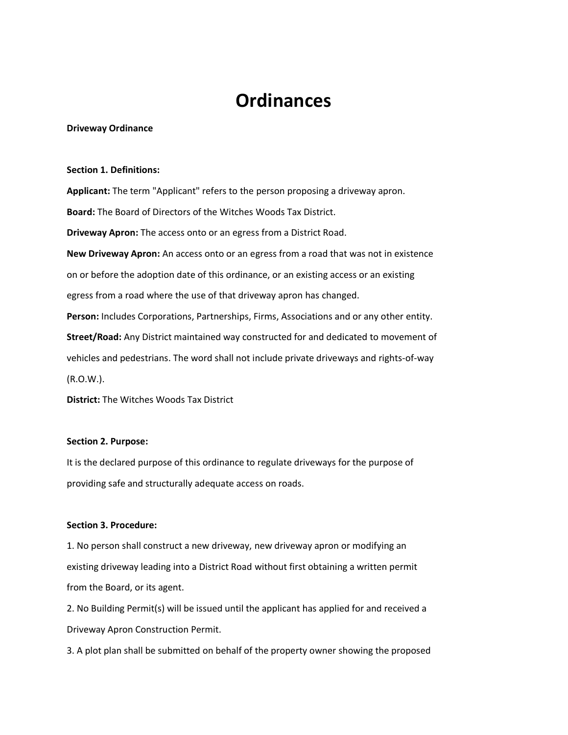# Ordinances

**Driveway Ordinance**

**Section 1. Definitions:**

**Applicant:** The term "Applicant" refers to the person proposing a driveway apron.

**Board:** The Board of Directors of the Witches Woods Tax District.

**Driveway Apron:** The access onto or an egress from a District Road.

**New Driveway Apron:** An access onto or an egress from a road that was not in existence on or before the adoption date of this ordinance, or an existing access or an existing egress from a road where the use of that driveway apron has changed.

**Person:** Includes Corporations, Partnerships, Firms, Associations and or any other entity.

**Street/Road:** Any District maintained way constructed for and dedicated to movement of vehicles and pedestrians. The word shall not include private driveways and rights-of-way (R.O.W.).

**District:** The Witches Woods Tax District

**Section 2. Purpose:**

It is the declared purpose of this ordinance to regulate driveways for the purpose of providing safe and structurally adequate access on roads.

**Section 3. Procedure:**

1. No person shall construct a new driveway, new driveway apron or modifying an existing driveway leading into a District Road without first obtaining a written permit from the Board, or its agent.
2. No Building Permit(s) will be issued until the applicant has applied for and received a Driveway Apron Construction Permit.
3. A plot plan shall be submitted on behalf of the property owner showing the proposed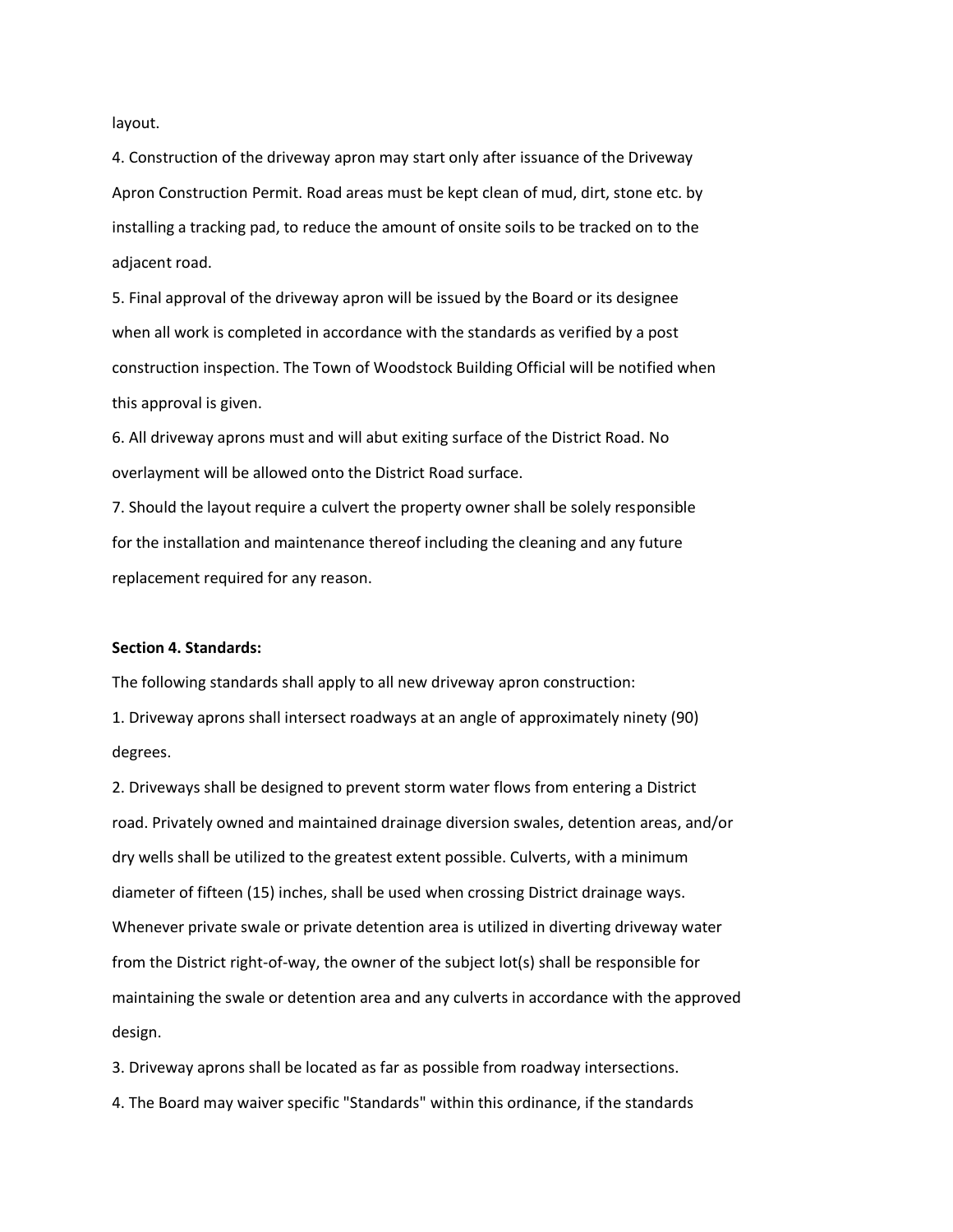layout.

4. Construction of the driveway apron may start only after issuance of the Driveway Apron Construction Permit. Road areas must be kept clean of mud, dirt, stone etc. by installing a tracking pad, to reduce the amount of onsite soils to be tracked on to the adjacent road.

5. Final approval of the driveway apron will be issued by the Board or its designee when all work is completed in accordance with the standards as verified by a post construction inspection. The Town of Woodstock Building Official will be notified when this approval is given.

6. All driveway aprons must and will abut exiting surface of the District Road. No overlayment will be allowed onto the District Road surface.

7. Should the layout require a culvert the property owner shall be solely responsible for the installation and maintenance thereof including the cleaning and any future replacement required for any reason.

**Section 4. Standards:**

The following standards shall apply to all new driveway apron construction:

1. Driveway aprons shall intersect roadways at an angle of approximately ninety (90) degrees.

2. Driveways shall be designed to prevent storm water flows from entering a District road. Privately owned and maintained drainage diversion swales, detention areas, and/or dry wells shall be utilized to the greatest extent possible. Culverts, with a minimum diameter of fifteen (15) inches, shall be used when crossing District drainage ways. Whenever private swale or private detention area is utilized in diverting driveway water from the District right-of-way, the owner of the subject lot(s) shall be responsible for maintaining the swale or detention area and any culverts in accordance with the approved design.

3. Driveway aprons shall be located as far as possible from roadway intersections.

4. The Board may waiver specific "Standards" within this ordinance, if the standards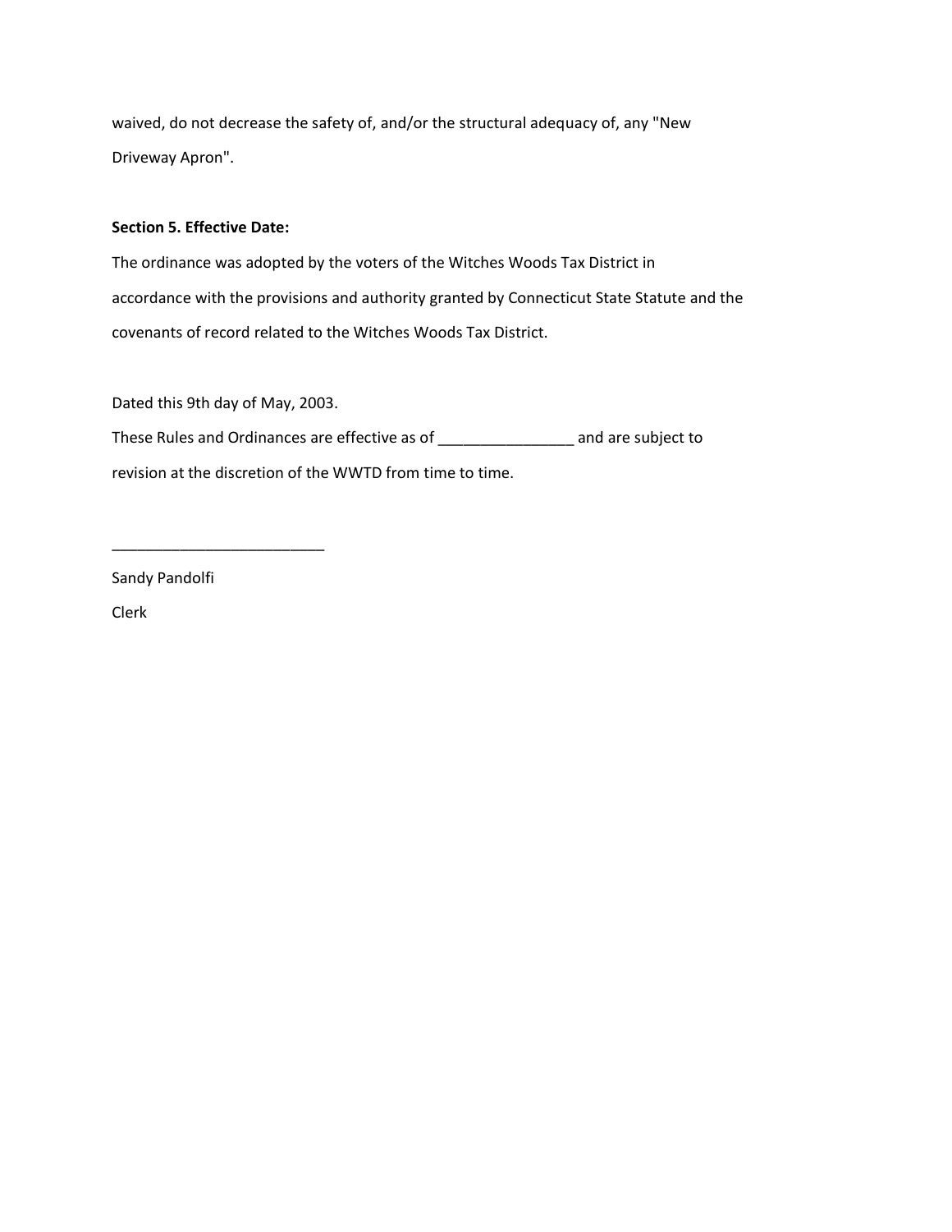waived, do not decrease the safety of, and/or the structural adequacy of, any "New Driveway Apron".

**Section 5. Effective Date:**

The ordinance was adopted by the voters of the Witches Woods Tax District in accordance with the provisions and authority granted by Connecticut State Statute and the covenants of record related to the Witches Woods Tax District.

Dated this 9th day of May, 2003.

These Rules and Ordinances are effective as of ________________ and are subject to revision at the discretion of the WWTD from time to time.

_________________________

Sandy Pandolfi

Clerk